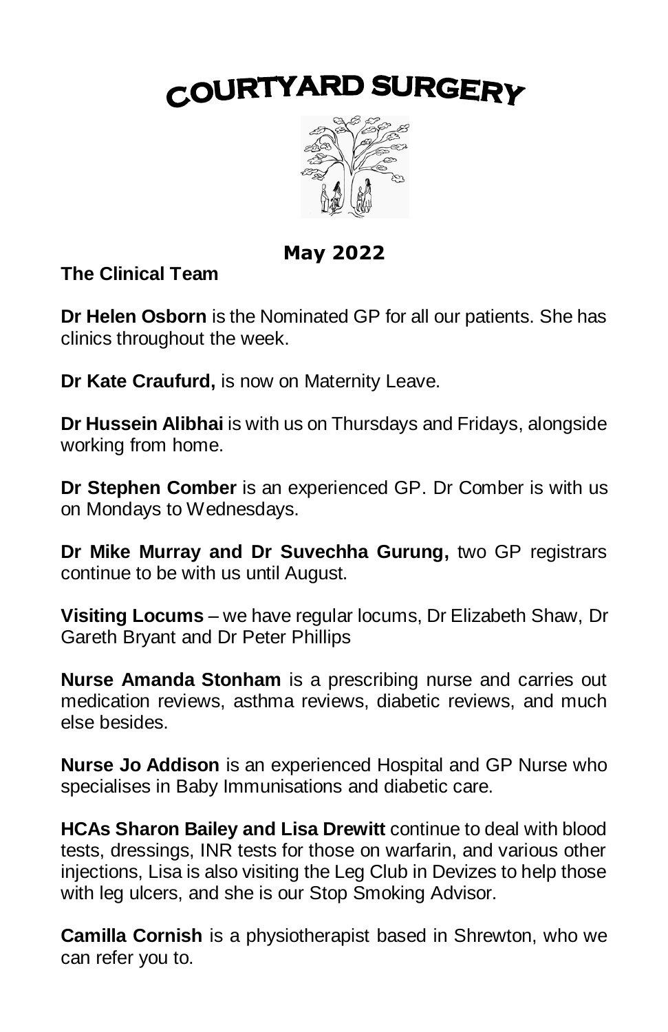# COURTYARD SURGERY

**May 2022**

**The Clinical Team**

**Dr Helen Osborn** is the Nominated GP for all our patients. She has clinics throughout the week.

**Dr Kate Craufurd,** is now on Maternity Leave.

**Dr Hussein Alibhai** is with us on Thursdays and Fridays, alongside working from home.

**Dr Stephen Comber** is an experienced GP. Dr Comber is with us on Mondays to Wednesdays.

**Dr Mike Murray and Dr Suvechha Gurung,** two GP registrars continue to be with us until August.

**Visiting Locums** – we have regular locums, Dr Elizabeth Shaw, Dr Gareth Bryant and Dr Peter Phillips

**Nurse Amanda Stonham** is a prescribing nurse and carries out medication reviews, asthma reviews, diabetic reviews, and much else besides.

**Nurse Jo Addison** is an experienced Hospital and GP Nurse who specialises in Baby Immunisations and diabetic care.

**HCAs Sharon Bailey and Lisa Drewitt** continue to deal with blood tests, dressings, INR tests for those on warfarin, and various other injections, Lisa is also visiting the Leg Club in Devizes to help those with leg ulcers, and she is our Stop Smoking Advisor.

**Camilla Cornish** is a physiotherapist based in Shrewton, who we can refer you to.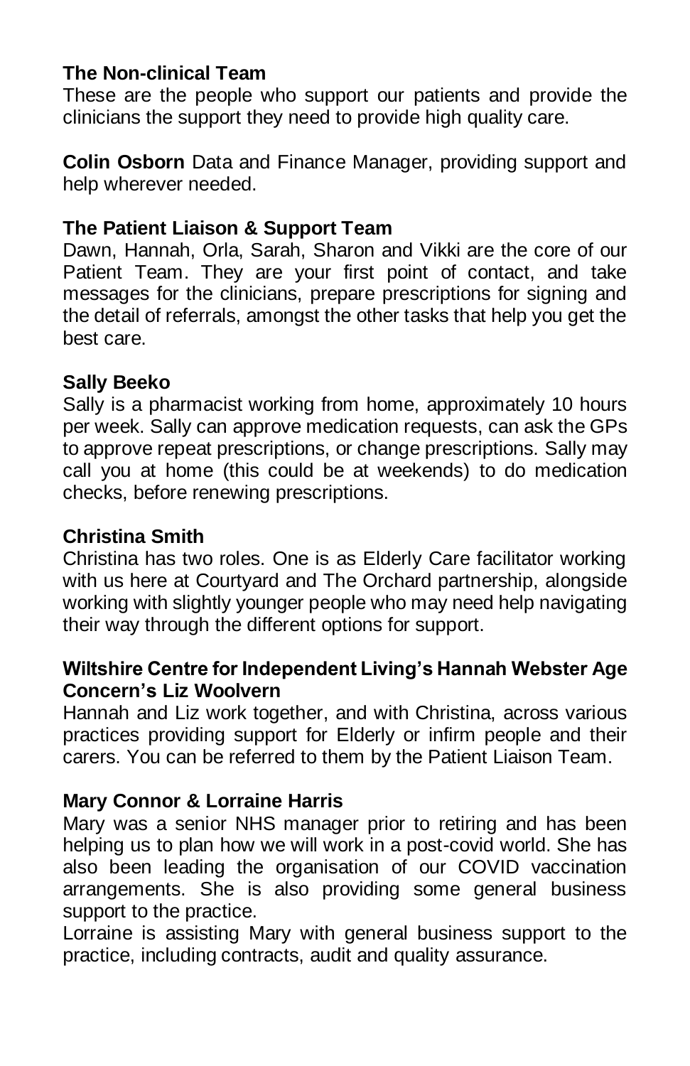## The Non-clinical Team

These are the people who support our patients and provide the clinicians the support they need to provide high quality care.

**Colin Osborn** Data and Finance Manager, providing support and help wherever needed.

### The Patient Liaison & Support Team

Dawn, Hannah, Orla, Sarah, Sharon and Vikki are the core of our Patient Team. They are your first point of contact, and take messages for the clinicians, prepare prescriptions for signing and the detail of referrals, amongst the other tasks that help you get the best care.

### Sally Beeko

Sally is a pharmacist working from home, approximately 10 hours per week. Sally can approve medication requests, can ask the GPs to approve repeat prescriptions, or change prescriptions. Sally may call you at home (this could be at weekends) to do medication checks, before renewing prescriptions.

### Christina Smith

Christina has two roles. One is as Elderly Care facilitator working with us here at Courtyard and The Orchard partnership, alongside working with slightly younger people who may need help navigating their way through the different options for support.

### Wiltshire Centre for Independent Living's Hannah Webster Age Concern's Liz Woolvern

Hannah and Liz work together, and with Christina, across various practices providing support for Elderly or infirm people and their carers. You can be referred to them by the Patient Liaison Team.

### Mary Connor & Lorraine Harris

Mary was a senior NHS manager prior to retiring and has been helping us to plan how we will work in a post-covid world. She has also been leading the organisation of our COVID vaccination arrangements. She is also providing some general business support to the practice.

Lorraine is assisting Mary with general business support to the practice, including contracts, audit and quality assurance.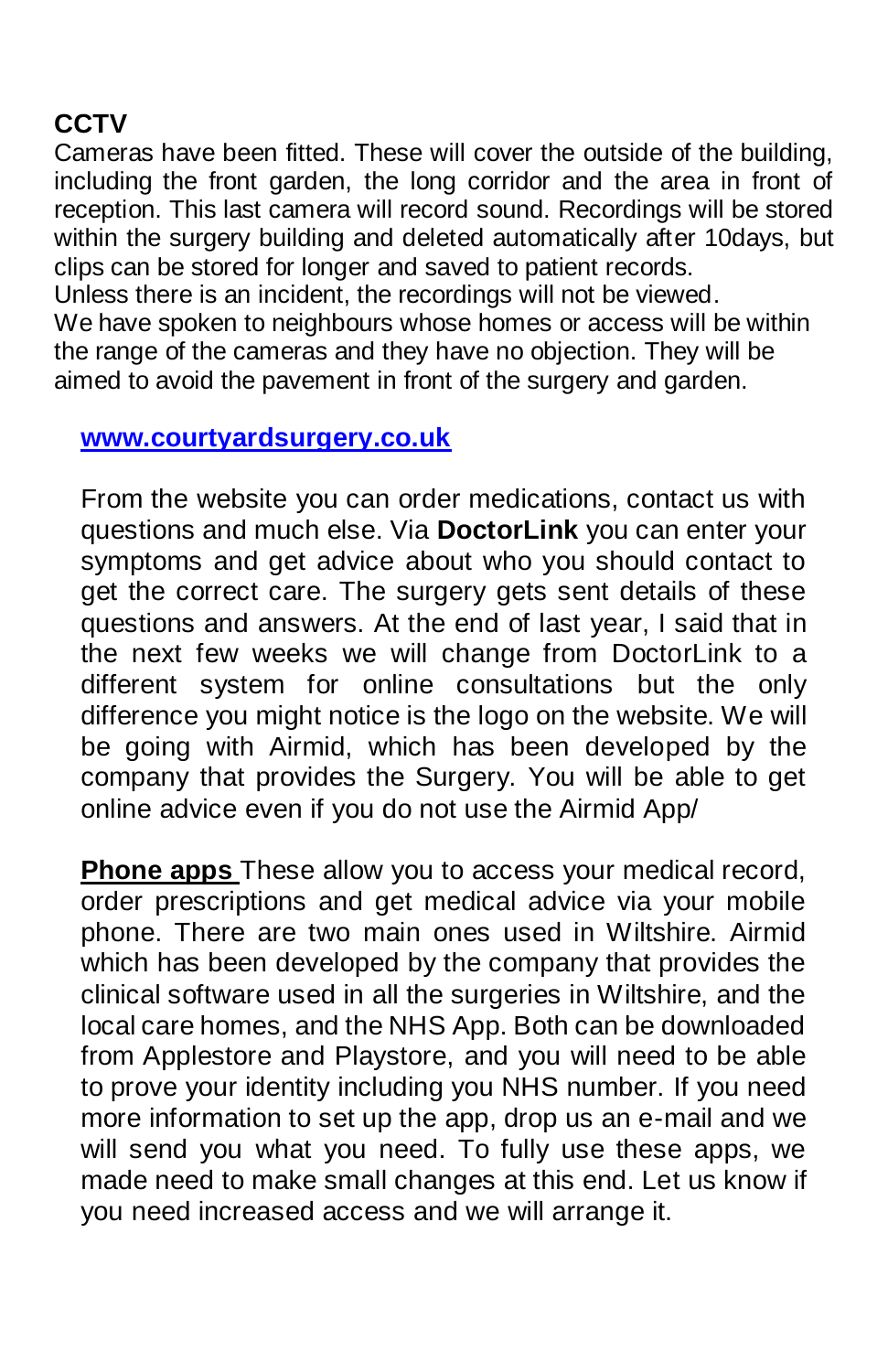## CCTV

Cameras have been fitted. These will cover the outside of the building, including the front garden, the long corridor and the area in front of reception. This last camera will record sound. Recordings will be stored within the surgery building and deleted automatically after 10days, but clips can be stored for longer and saved to patient records.
Unless there is an incident, the recordings will not be viewed.
We have spoken to neighbours whose homes or access will be within the range of the cameras and they have no objection. They will be aimed to avoid the pavement in front of the surgery and garden.

**[www.courtyardsurgery.co.uk](http://www.courtyardsurgery.co.uk)**

From the website you can order medications, contact us with questions and much else. Via **DoctorLink** you can enter your symptoms and get advice about who you should contact to get the correct care. The surgery gets sent details of these questions and answers. At the end of last year, I said that in the next few weeks we will change from DoctorLink to a different system for online consultations but the only difference you might notice is the logo on the website. We will be going with Airmid, which has been developed by the company that provides the Surgery. You will be able to get online advice even if you do not use the Airmid App/

**Phone apps** These allow you to access your medical record, order prescriptions and get medical advice via your mobile phone. There are two main ones used in Wiltshire. Airmid which has been developed by the company that provides the clinical software used in all the surgeries in Wiltshire, and the local care homes, and the NHS App. Both can be downloaded from Applestore and Playstore, and you will need to be able to prove your identity including you NHS number. If you need more information to set up the app, drop us an e-mail and we will send you what you need. To fully use these apps, we made need to make small changes at this end. Let us know if you need increased access and we will arrange it.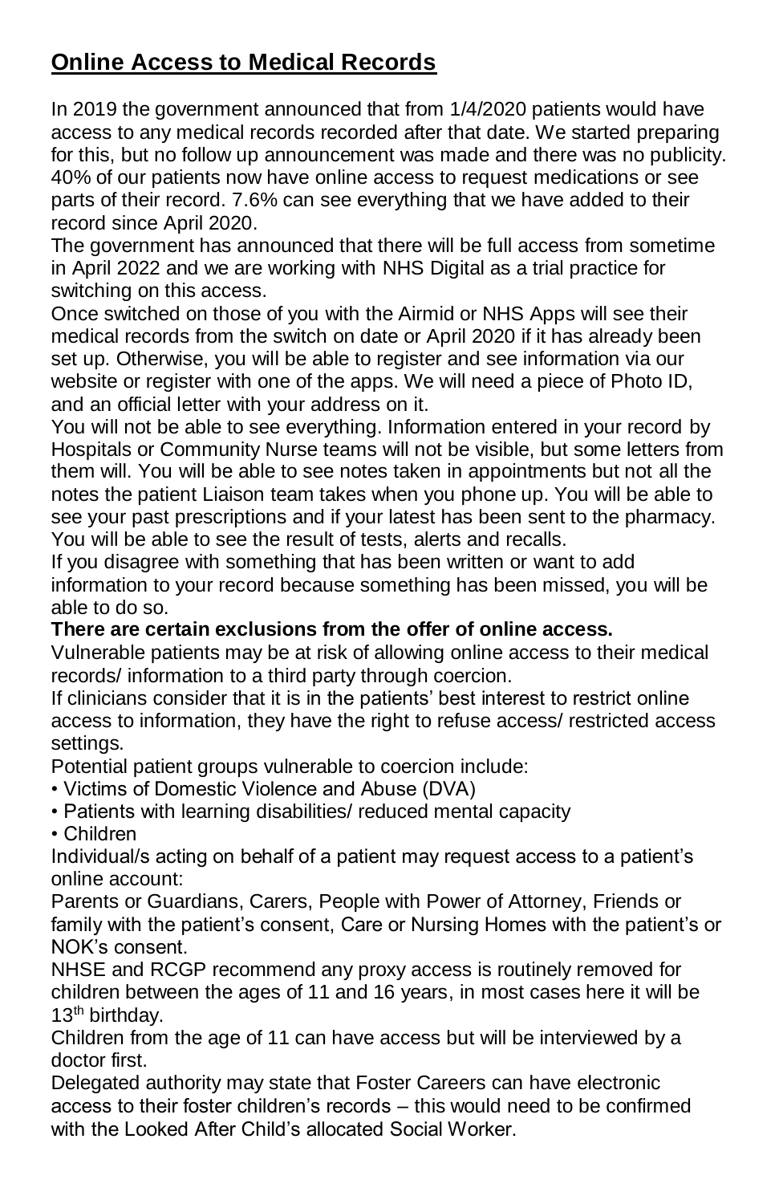## Online Access to Medical Records

In 2019 the government announced that from 1/4/2020 patients would have access to any medical records recorded after that date. We started preparing for this, but no follow up announcement was made and there was no publicity. 40% of our patients now have online access to request medications or see parts of their record. 7.6% can see everything that we have added to their record since April 2020.

The government has announced that there will be full access from sometime in April 2022 and we are working with NHS Digital as a trial practice for switching on this access.

Once switched on those of you with the Airmid or NHS Apps will see their medical records from the switch on date or April 2020 if it has already been set up. Otherwise, you will be able to register and see information via our website or register with one of the apps. We will need a piece of Photo ID, and an official letter with your address on it.

You will not be able to see everything. Information entered in your record by Hospitals or Community Nurse teams will not be visible, but some letters from them will. You will be able to see notes taken in appointments but not all the notes the patient Liaison team takes when you phone up. You will be able to see your past prescriptions and if your latest has been sent to the pharmacy. You will be able to see the result of tests, alerts and recalls.

If you disagree with something that has been written or want to add information to your record because something has been missed, you will be able to do so.

**There are certain exclusions from the offer of online access.**

Vulnerable patients may be at risk of allowing online access to their medical records/ information to a third party through coercion.

If clinicians consider that it is in the patients' best interest to restrict online access to information, they have the right to refuse access/ restricted access settings.

Potential patient groups vulnerable to coercion include:

- Victims of Domestic Violence and Abuse (DVA)
- Patients with learning disabilities/ reduced mental capacity
- Children

Individual/s acting on behalf of a patient may request access to a patient's online account:

Parents or Guardians, Carers, People with Power of Attorney, Friends or family with the patient's consent, Care or Nursing Homes with the patient's or NOK's consent.

NHSE and RCGP recommend any proxy access is routinely removed for children between the ages of 11 and 16 years, in most cases here it will be 13th birthday.

Children from the age of 11 can have access but will be interviewed by a doctor first.

Delegated authority may state that Foster Careers can have electronic access to their foster children's records – this would need to be confirmed with the Looked After Child's allocated Social Worker.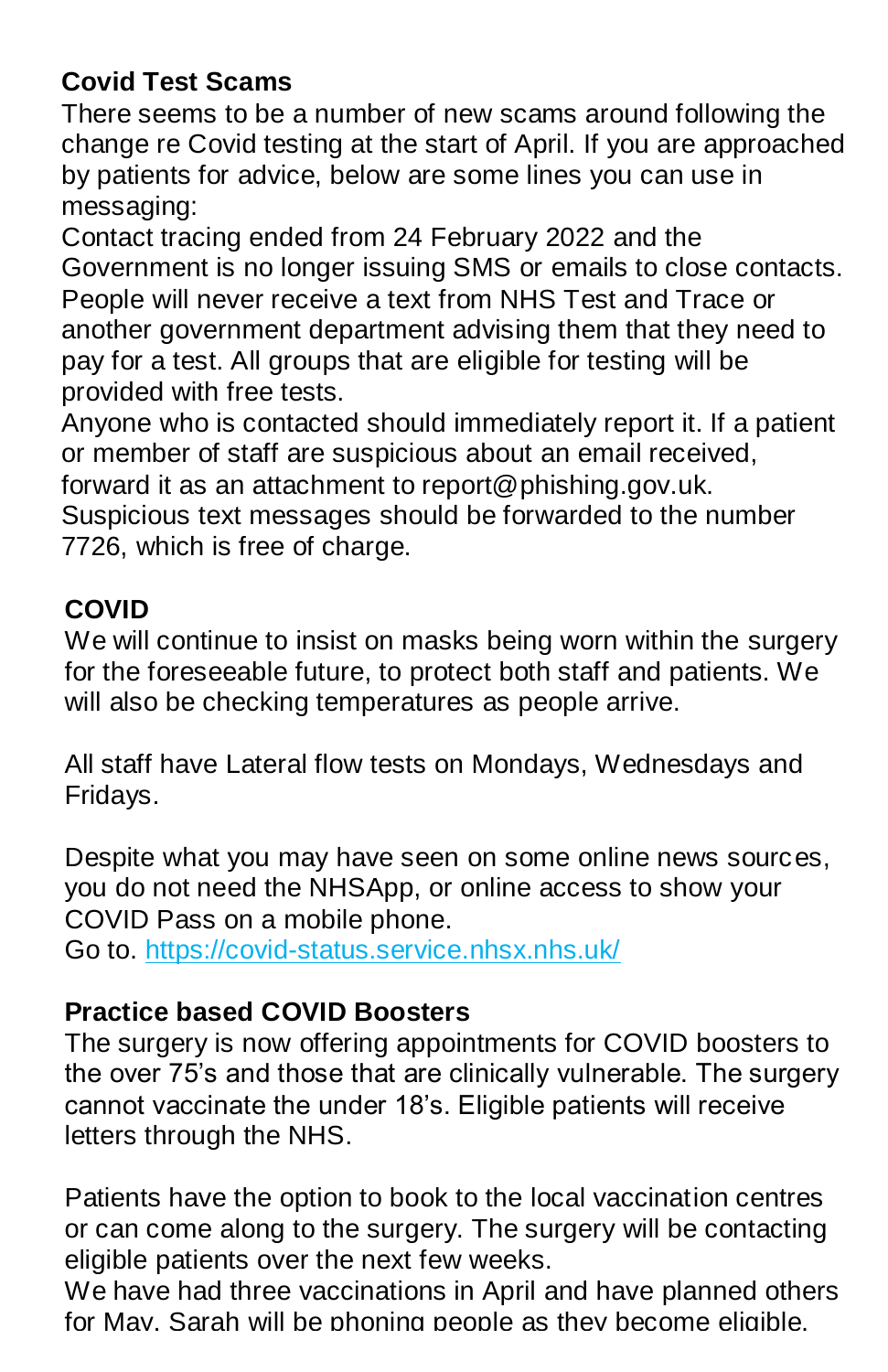**Covid Test Scams**

There seems to be a number of new scams around following the change re Covid testing at the start of April. If you are approached by patients for advice, below are some lines you can use in messaging:

Contact tracing ended from 24 February 2022 and the Government is no longer issuing SMS or emails to close contacts. People will never receive a text from NHS Test and Trace or another government department advising them that they need to pay for a test. All groups that are eligible for testing will be provided with free tests.

Anyone who is contacted should immediately report it. If a patient or member of staff are suspicious about an email received, forward it as an attachment to report@phishing.gov.uk. Suspicious text messages should be forwarded to the number 7726, which is free of charge.

**COVID**

We will continue to insist on masks being worn within the surgery for the foreseeable future, to protect both staff and patients. We will also be checking temperatures as people arrive.

All staff have Lateral flow tests on Mondays, Wednesdays and Fridays.

Despite what you may have seen on some online news sources, you do not need the NHSApp, or online access to show your COVID Pass on a mobile phone.

Go to. [https://covid-status.service.nhsx.nhs.uk/](https://covid-status.service.nhsx.nhs.uk/)

**Practice based COVID Boosters**

The surgery is now offering appointments for COVID boosters to the over 75's and those that are clinically vulnerable. The surgery cannot vaccinate the under 18's. Eligible patients will receive letters through the NHS.

Patients have the option to book to the local vaccination centres or can come along to the surgery. The surgery will be contacting eligible patients over the next few weeks.

We have had three vaccinations in April and have planned others for May. Sarah will be phoning people as they become eligible.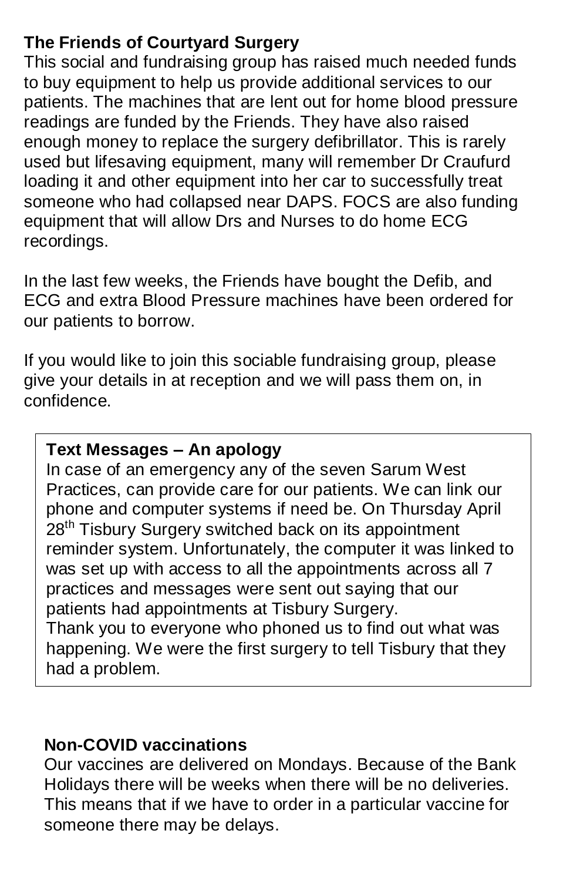**The Friends of Courtyard Surgery**

This social and fundraising group has raised much needed funds to buy equipment to help us provide additional services to our patients. The machines that are lent out for home blood pressure readings are funded by the Friends. They have also raised enough money to replace the surgery defibrillator. This is rarely used but lifesaving equipment, many will remember Dr Craufurd loading it and other equipment into her car to successfully treat someone who had collapsed near DAPS. FOCS are also funding equipment that will allow Drs and Nurses to do home ECG recordings.

In the last few weeks, the Friends have bought the Defib, and ECG and extra Blood Pressure machines have been ordered for our patients to borrow.

If you would like to join this sociable fundraising group, please give your details in at reception and we will pass them on, in confidence.

**Text Messages – An apology**

In case of an emergency any of the seven Sarum West Practices, can provide care for our patients. We can link our phone and computer systems if need be. On Thursday April 28th Tisbury Surgery switched back on its appointment reminder system. Unfortunately, the computer it was linked to was set up with access to all the appointments across all 7 practices and messages were sent out saying that our patients had appointments at Tisbury Surgery.
Thank you to everyone who phoned us to find out what was happening. We were the first surgery to tell Tisbury that they had a problem.

**Non-COVID vaccinations**

Our vaccines are delivered on Mondays. Because of the Bank Holidays there will be weeks when there will be no deliveries. This means that if we have to order in a particular vaccine for someone there may be delays.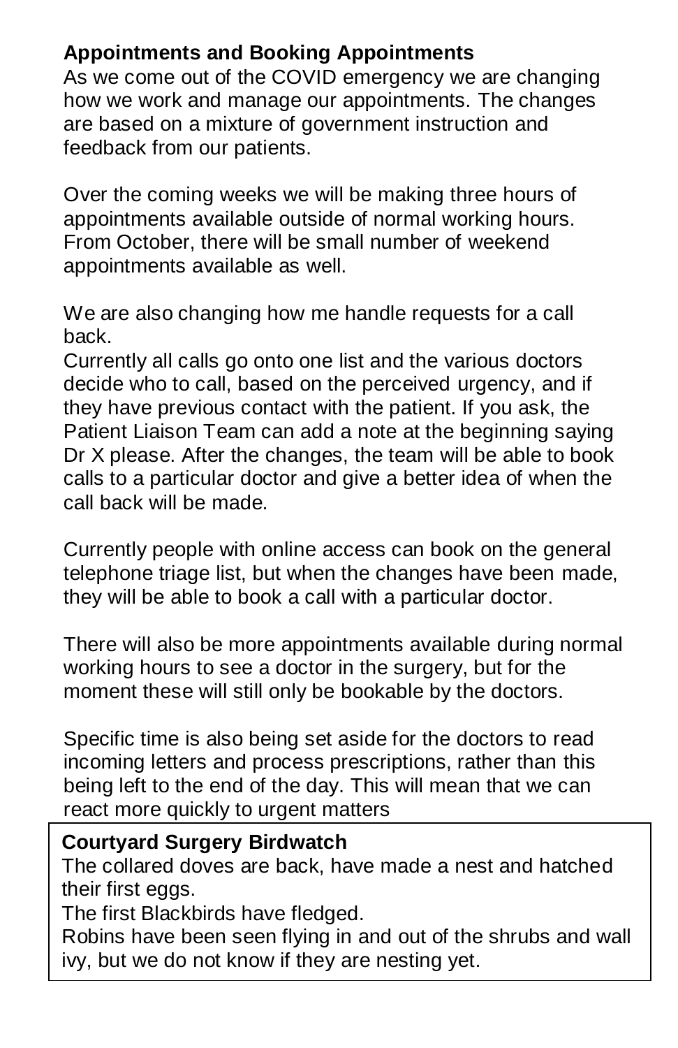## Appointments and Booking Appointments

As we come out of the COVID emergency we are changing how we work and manage our appointments. The changes are based on a mixture of government instruction and feedback from our patients.

Over the coming weeks we will be making three hours of appointments available outside of normal working hours. From October, there will be small number of weekend appointments available as well.

We are also changing how me handle requests for a call back.

Currently all calls go onto one list and the various doctors decide who to call, based on the perceived urgency, and if they have previous contact with the patient. If you ask, the Patient Liaison Team can add a note at the beginning saying Dr X please. After the changes, the team will be able to book calls to a particular doctor and give a better idea of when the call back will be made.

Currently people with online access can book on the general telephone triage list, but when the changes have been made, they will be able to book a call with a particular doctor.

There will also be more appointments available during normal working hours to see a doctor in the surgery, but for the moment these will still only be bookable by the doctors.

Specific time is also being set aside for the doctors to read incoming letters and process prescriptions, rather than this being left to the end of the day. This will mean that we can react more quickly to urgent matters

## Courtyard Surgery Birdwatch

The collared doves are back, have made a nest and hatched their first eggs.

The first Blackbirds have fledged.

Robins have been seen flying in and out of the shrubs and wall ivy, but we do not know if they are nesting yet.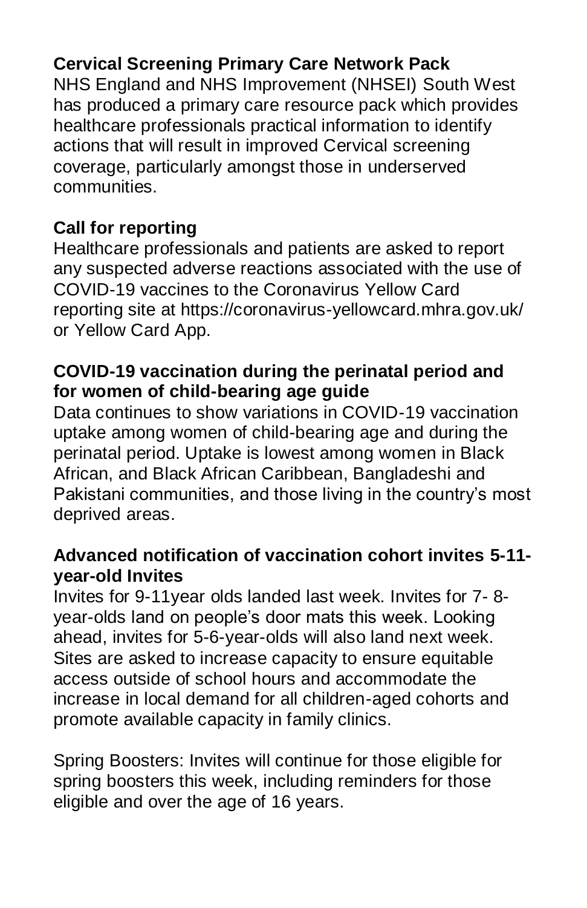**Cervical Screening Primary Care Network Pack**
NHS England and NHS Improvement (NHSEI) South West has produced a primary care resource pack which provides healthcare professionals practical information to identify actions that will result in improved Cervical screening coverage, particularly amongst those in underserved communities.

**Call for reporting**
Healthcare professionals and patients are asked to report any suspected adverse reactions associated with the use of COVID-19 vaccines to the Coronavirus Yellow Card reporting site at https://coronavirus-yellowcard.mhra.gov.uk/ or Yellow Card App.

**COVID-19 vaccination during the perinatal period and for women of child-bearing age guide**
Data continues to show variations in COVID-19 vaccination uptake among women of child-bearing age and during the perinatal period. Uptake is lowest among women in Black African, and Black African Caribbean, Bangladeshi and Pakistani communities, and those living in the country's most deprived areas.

**Advanced notification of vaccination cohort invites 5-11-year-old Invites**
Invites for 9-11year olds landed last week. Invites for 7- 8-year-olds land on people's door mats this week. Looking ahead, invites for 5-6-year-olds will also land next week. Sites are asked to increase capacity to ensure equitable access outside of school hours and accommodate the increase in local demand for all children-aged cohorts and promote available capacity in family clinics.

Spring Boosters: Invites will continue for those eligible for spring boosters this week, including reminders for those eligible and over the age of 16 years.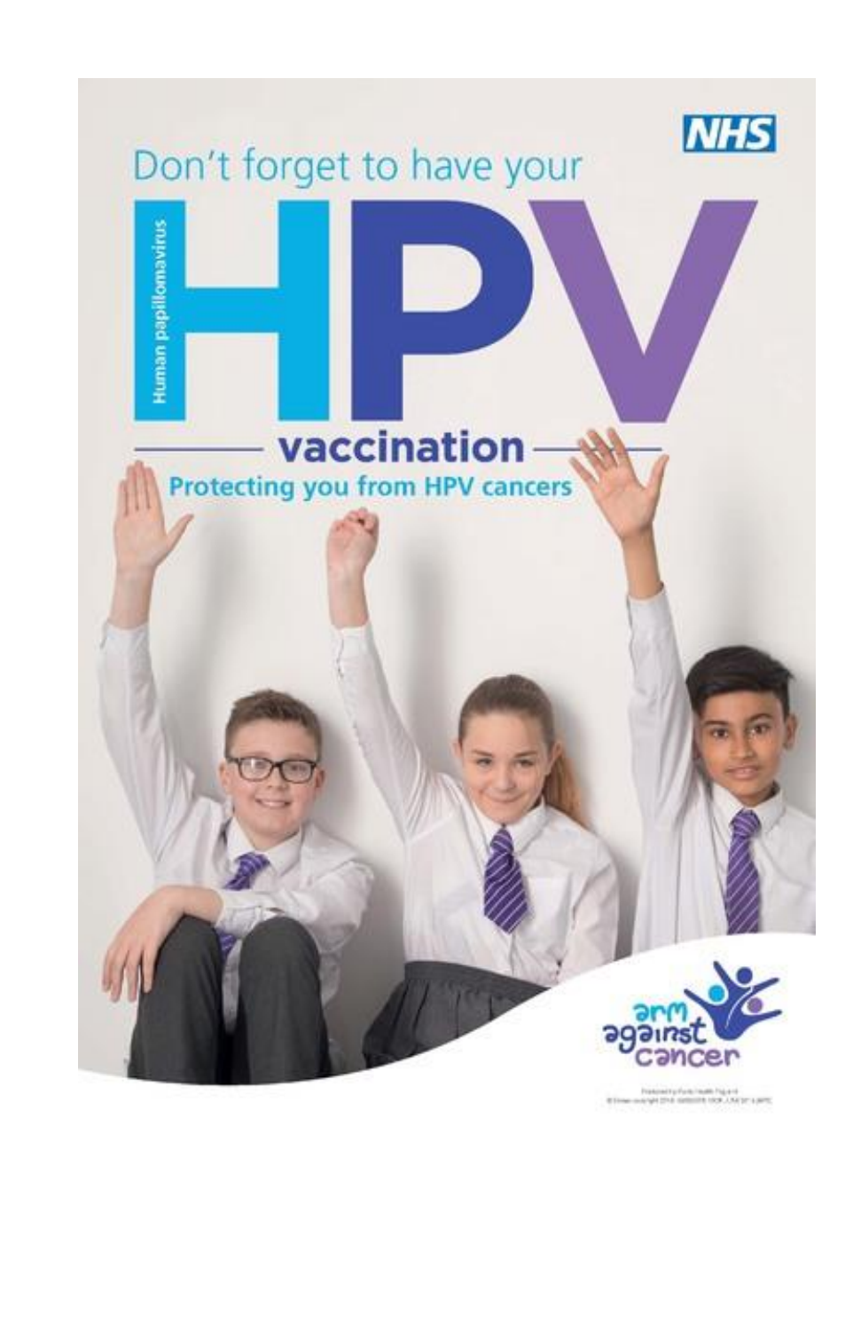NHS

Don't forget to have your

# HPV

Human papillomavirus

## vaccination

**Protecting you from HPV cancers**

arm against cancer

Produced by Public Health England
© Crown copyright 2018